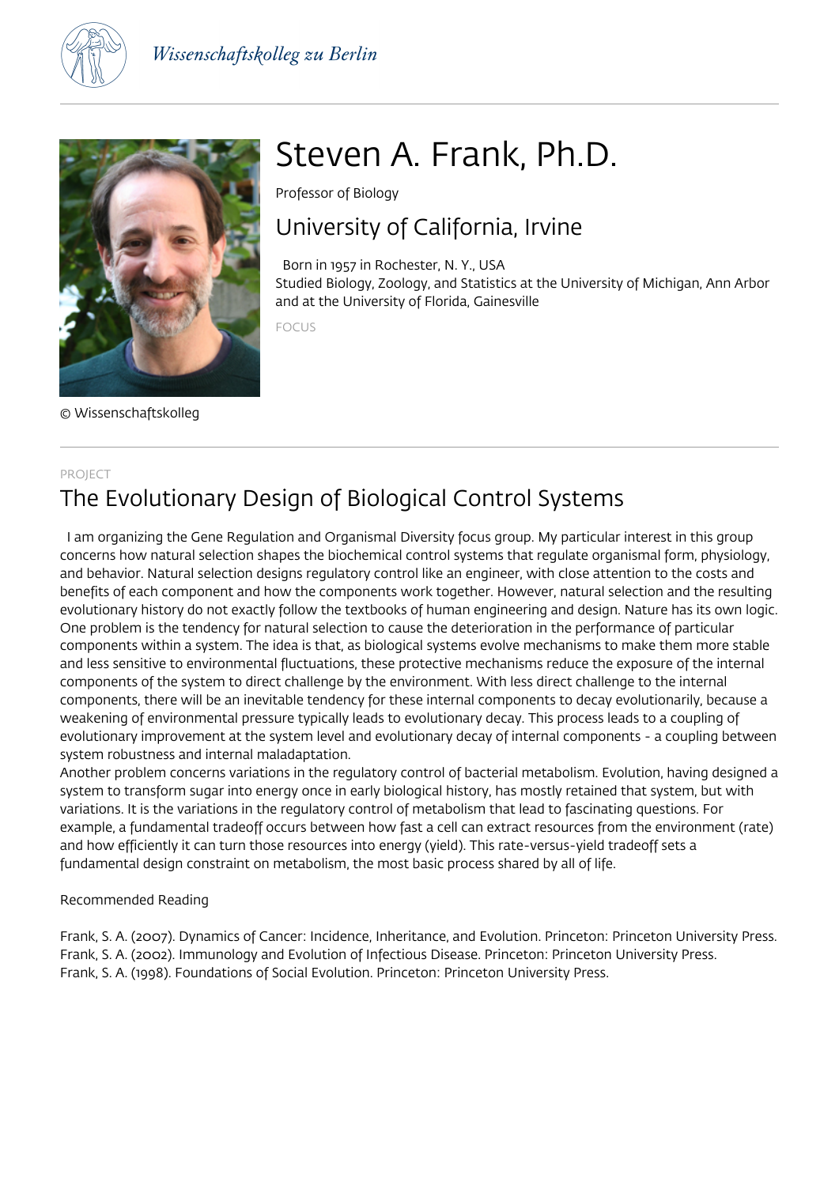Wissenschaftskolleg zu Berlin

© Wissenschaftskolleg

# Steven A. Frank, Ph.D.

Professor of Biology

## University of California, Irvine

Born in 1957 in Rochester, N. Y., USA
Studied Biology, Zoology, and Statistics at the University of Michigan, Ann Arbor and at the University of Florida, Gainesville

FOCUS

---

PROJECT

## The Evolutionary Design of Biological Control Systems

I am organizing the Gene Regulation and Organismal Diversity focus group. My particular interest in this group concerns how natural selection shapes the biochemical control systems that regulate organismal form, physiology, and behavior. Natural selection designs regulatory control like an engineer, with close attention to the costs and benefits of each component and how the components work together. However, natural selection and the resulting evolutionary history do not exactly follow the textbooks of human engineering and design. Nature has its own logic. One problem is the tendency for natural selection to cause the deterioration in the performance of particular components within a system. The idea is that, as biological systems evolve mechanisms to make them more stable and less sensitive to environmental fluctuations, these protective mechanisms reduce the exposure of the internal components of the system to direct challenge by the environment. With less direct challenge to the internal components, there will be an inevitable tendency for these internal components to decay evolutionarily, because a weakening of environmental pressure typically leads to evolutionary decay. This process leads to a coupling of evolutionary improvement at the system level and evolutionary decay of internal components - a coupling between system robustness and internal maladaptation.

Another problem concerns variations in the regulatory control of bacterial metabolism. Evolution, having designed a system to transform sugar into energy once in early biological history, has mostly retained that system, but with variations. It is the variations in the regulatory control of metabolism that lead to fascinating questions. For example, a fundamental tradeoff occurs between how fast a cell can extract resources from the environment (rate) and how efficiently it can turn those resources into energy (yield). This rate-versus-yield tradeoff sets a fundamental design constraint on metabolism, the most basic process shared by all of life.

Recommended Reading

Frank, S. A. (2007). Dynamics of Cancer: Incidence, Inheritance, and Evolution. Princeton: Princeton University Press.
Frank, S. A. (2002). Immunology and Evolution of Infectious Disease. Princeton: Princeton University Press.
Frank, S. A. (1998). Foundations of Social Evolution. Princeton: Princeton University Press.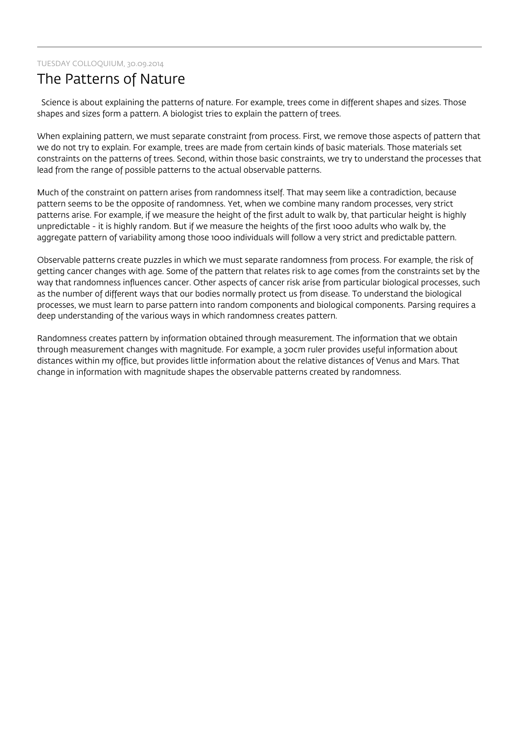TUESDAY COLLOQUIUM, 30.09.2014

# The Patterns of Nature

Science is about explaining the patterns of nature. For example, trees come in different shapes and sizes. Those shapes and sizes form a pattern. A biologist tries to explain the pattern of trees.

When explaining pattern, we must separate constraint from process. First, we remove those aspects of pattern that we do not try to explain. For example, trees are made from certain kinds of basic materials. Those materials set constraints on the patterns of trees. Second, within those basic constraints, we try to understand the processes that lead from the range of possible patterns to the actual observable patterns.

Much of the constraint on pattern arises from randomness itself. That may seem like a contradiction, because pattern seems to be the opposite of randomness. Yet, when we combine many random processes, very strict patterns arise. For example, if we measure the height of the first adult to walk by, that particular height is highly unpredictable - it is highly random. But if we measure the heights of the first 1000 adults who walk by, the aggregate pattern of variability among those 1000 individuals will follow a very strict and predictable pattern.

Observable patterns create puzzles in which we must separate randomness from process. For example, the risk of getting cancer changes with age. Some of the pattern that relates risk to age comes from the constraints set by the way that randomness influences cancer. Other aspects of cancer risk arise from particular biological processes, such as the number of different ways that our bodies normally protect us from disease. To understand the biological processes, we must learn to parse pattern into random components and biological components. Parsing requires a deep understanding of the various ways in which randomness creates pattern.

Randomness creates pattern by information obtained through measurement. The information that we obtain through measurement changes with magnitude. For example, a 30cm ruler provides useful information about distances within my office, but provides little information about the relative distances of Venus and Mars. That change in information with magnitude shapes the observable patterns created by randomness.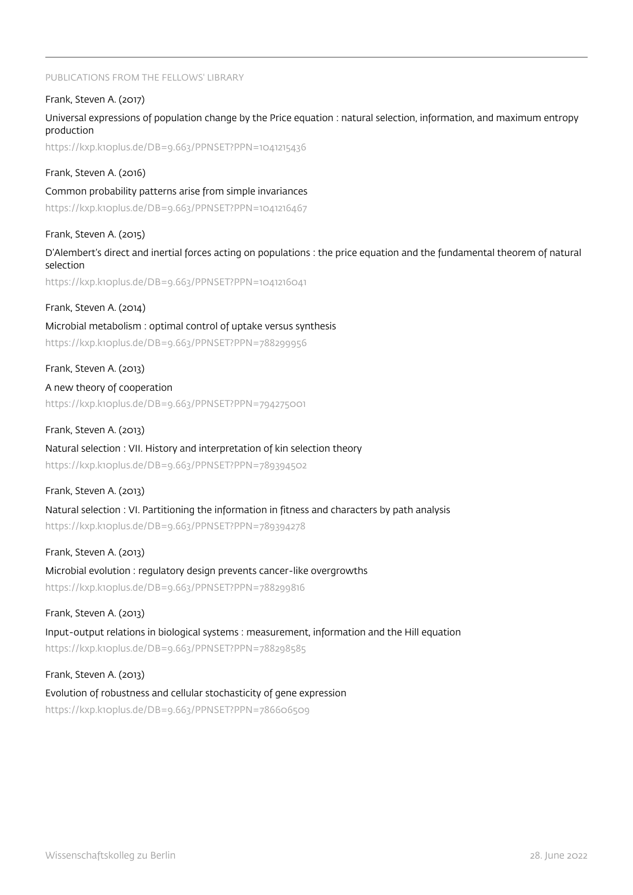PUBLICATIONS FROM THE FELLOWS' LIBRARY

Frank, Steven A. (2017)

Universal expressions of population change by the Price equation : natural selection, information, and maximum entropy production

https://kxp.k10plus.de/DB=9.663/PPNSET?PPN=1041215436

Frank, Steven A. (2016)

Common probability patterns arise from simple invariances

https://kxp.k10plus.de/DB=9.663/PPNSET?PPN=1041216467

Frank, Steven A. (2015)

D'Alembert's direct and inertial forces acting on populations : the price equation and the fundamental theorem of natural selection

https://kxp.k10plus.de/DB=9.663/PPNSET?PPN=1041216041

Frank, Steven A. (2014)

Microbial metabolism : optimal control of uptake versus synthesis

https://kxp.k10plus.de/DB=9.663/PPNSET?PPN=788299956

Frank, Steven A. (2013)

A new theory of cooperation

https://kxp.k10plus.de/DB=9.663/PPNSET?PPN=794275001

Frank, Steven A. (2013)

Natural selection : VII. History and interpretation of kin selection theory

https://kxp.k10plus.de/DB=9.663/PPNSET?PPN=789394502

Frank, Steven A. (2013)

Natural selection : VI. Partitioning the information in fitness and characters by path analysis

https://kxp.k10plus.de/DB=9.663/PPNSET?PPN=789394278

Frank, Steven A. (2013)

Microbial evolution : regulatory design prevents cancer-like overgrowths

https://kxp.k10plus.de/DB=9.663/PPNSET?PPN=788299816

Frank, Steven A. (2013)

Input-output relations in biological systems : measurement, information and the Hill equation

https://kxp.k10plus.de/DB=9.663/PPNSET?PPN=788298585

Frank, Steven A. (2013)

Evolution of robustness and cellular stochasticity of gene expression

https://kxp.k10plus.de/DB=9.663/PPNSET?PPN=786606509